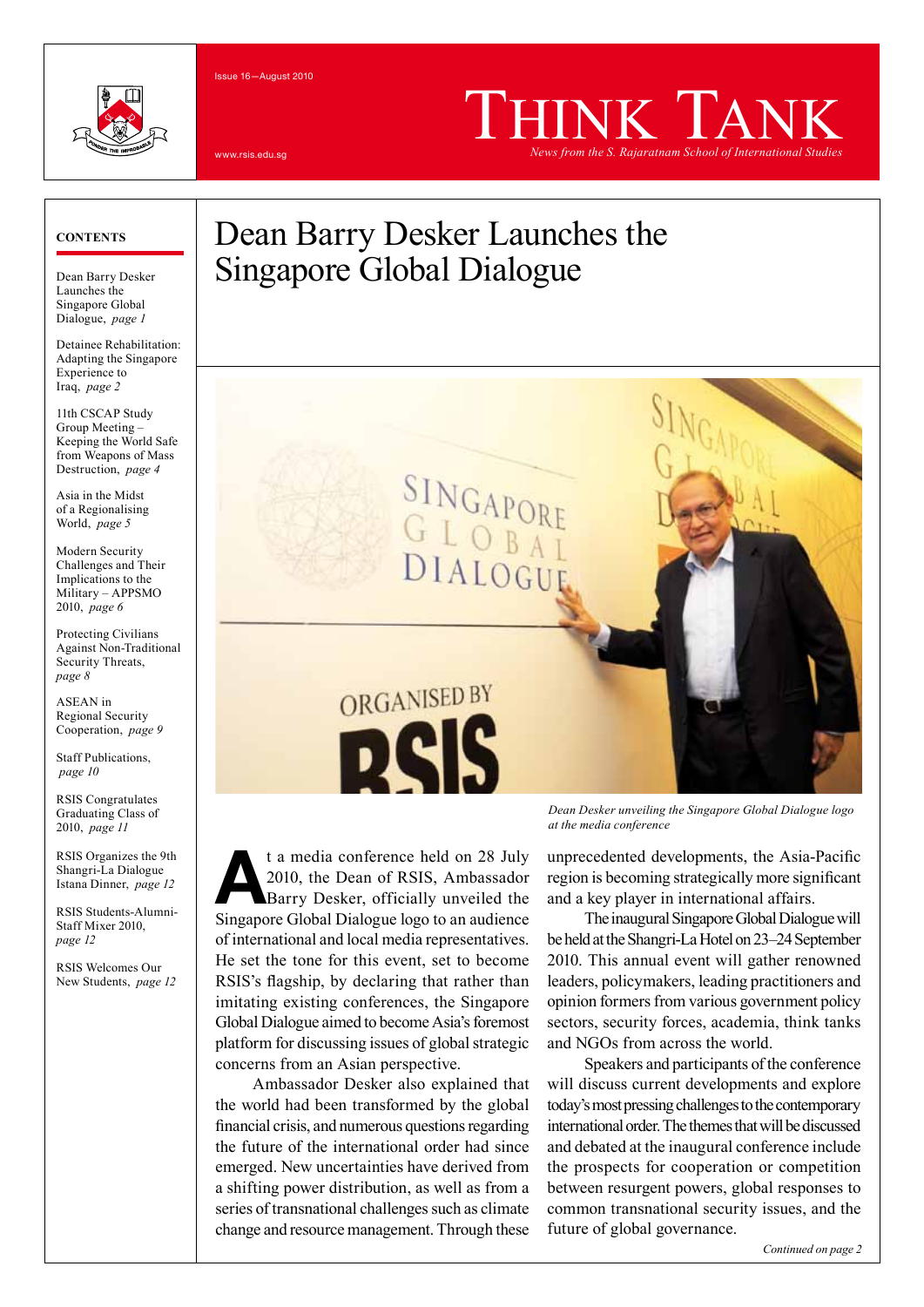Issue 16—August 2010

www.rsis.edu.sg

# Think Tank

*News from the S. Rajaratnam School of International Studies*

**CONTENTS**

Dean Barry Desker Launches the Singapore Global Dialogue, *page 1*

Detainee Rehabilitation: Adapting the Singapore Experience to Iraq, *page 2*

11th CSCAP Study Group Meeting – Keeping the World Safe from Weapons of Mass Destruction, *page 4*

Asia in the Midst of a Regionalising World, *page 5*

Modern Security Challenges and Their Implications to the Military – APPSMO 2010, *page 6*

Protecting Civilians Against Non-Traditional Security Threats, *page 8*

ASEAN in Regional Security Cooperation, *page 9*

Staff Publications, *page 10*

RSIS Congratulates Graduating Class of 2010, *page 11*

RSIS Organizes the 9th Shangri-La Dialogue Istana Dinner, *page 12*

RSIS Students-Alumni-Staff Mixer 2010, *page 12*

RSIS Welcomes Our New Students, *page 12*

## Dean Barry Desker Launches the Singapore Global Dialogue

*Dean Desker unveiling the Singapore Global Dialogue logo at the media conference*

At a media conference held on 28 July 2010, the Dean of RSIS, Ambassador Barry Desker, officially unveiled the Singapore Global Dialogue logo to an audience of international and local media representatives. He set the tone for this event, set to become RSIS's flagship, by declaring that rather than imitating existing conferences, the Singapore Global Dialogue aimed to become Asia's foremost platform for discussing issues of global strategic concerns from an Asian perspective.

Ambassador Desker also explained that the world had been transformed by the global financial crisis, and numerous questions regarding the future of the international order had since emerged. New uncertainties have derived from a shifting power distribution, as well as from a series of transnational challenges such as climate change and resource management. Through these unprecedented developments, the Asia-Pacific region is becoming strategically more significant and a key player in international affairs.

The inaugural Singapore Global Dialogue will be held at the Shangri-La Hotel on 23–24 September 2010. This annual event will gather renowned leaders, policymakers, leading practitioners and opinion formers from various government policy sectors, security forces, academia, think tanks and NGOs from across the world.

Speakers and participants of the conference will discuss current developments and explore today's most pressing challenges to the contemporary international order. The themes that will be discussed and debated at the inaugural conference include the prospects for cooperation or competition between resurgent powers, global responses to common transnational security issues, and the future of global governance.

*Continued on page 2*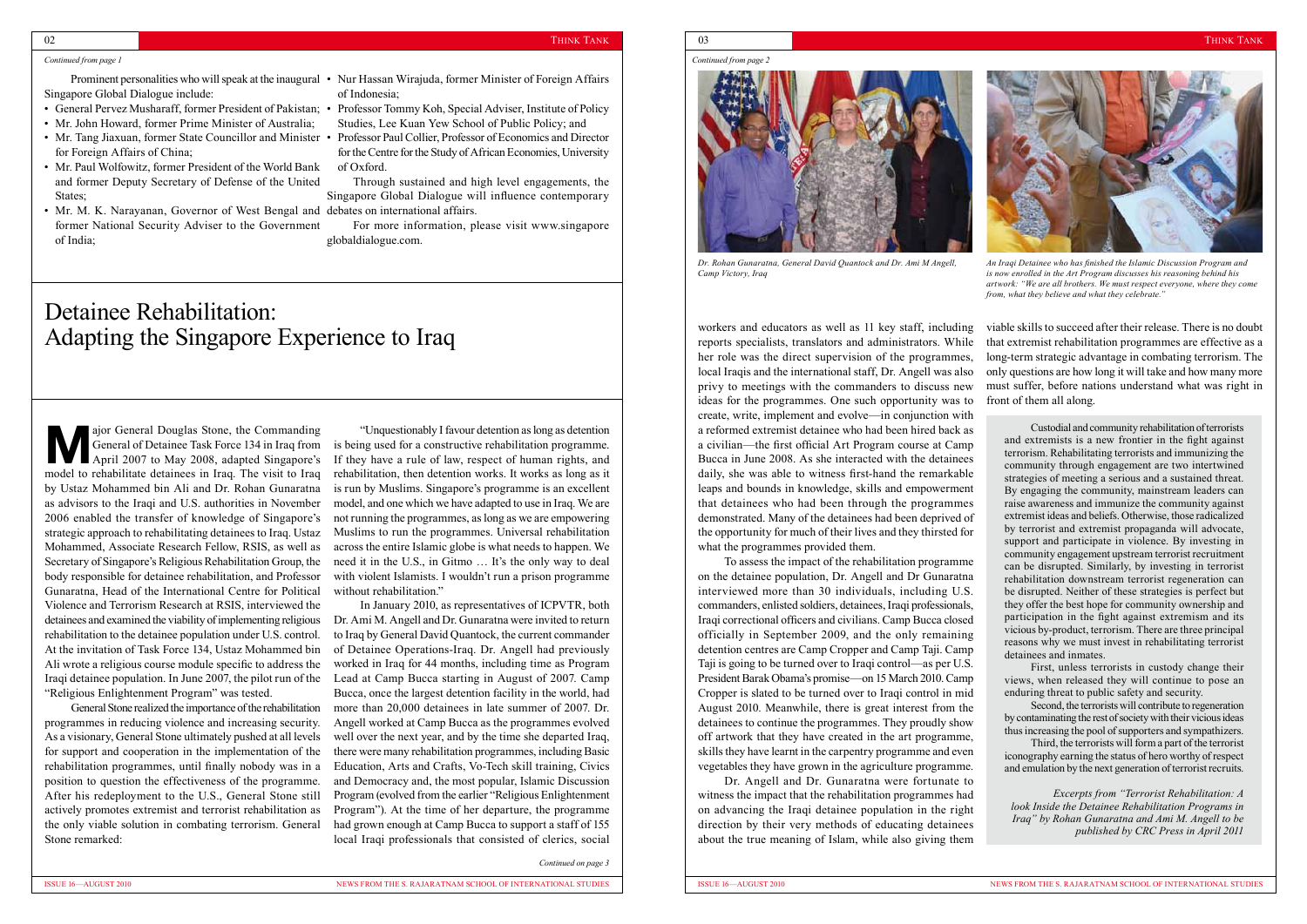*Continued from page 1*

Prominent personalities who will speak at the inaugural Singapore Global Dialogue include:

- General Pervez Musharaff, former President of Pakistan;
- Mr. John Howard, former Prime Minister of Australia;
- Mr. Tang Jiaxuan, former State Councillor and Minister for Foreign Affairs of China;
- Mr. Paul Wolfowitz, former President of the World Bank and former Deputy Secretary of Defense of the United States;
- Mr. M. K. Narayanan, Governor of West Bengal and former National Security Adviser to the Government of India;
- Nur Hassan Wirajuda, former Minister of Foreign Affairs of Indonesia;
- Professor Tommy Koh, Special Adviser, Institute of Policy Studies, Lee Kuan Yew School of Public Policy; and
- Professor Paul Collier, Professor of Economics and Director for the Centre for the Study of African Economies, University of Oxford.

Through sustained and high level engagements, the Singapore Global Dialogue will influence contemporary debates on international affairs.

For more information, please visit www.singaporeglobaldialogue.com.

# Detainee Rehabilitation: Adapting the Singapore Experience to Iraq

Major General Douglas Stone, the Commanding General of Detainee Task Force 134 in Iraq from April 2007 to May 2008, adapted Singapore's model to rehabilitate detainees in Iraq. The visit to Iraq by Ustaz Mohammed bin Ali and Dr. Rohan Gunaratna as advisors to the Iraqi and U.S. authorities in November 2006 enabled the transfer of knowledge of Singapore's strategic approach to rehabilitating detainees to Iraq. Ustaz Mohammed, Associate Research Fellow, RSIS, as well as Secretary of Singapore's Religious Rehabilitation Group, the body responsible for detainee rehabilitation, and Professor Gunaratna, Head of the International Centre for Political Violence and Terrorism Research at RSIS, interviewed the detainees and examined the viability of implementing religious rehabilitation to the detainee population under U.S. control. At the invitation of Task Force 134, Ustaz Mohammed bin Ali wrote a religious course module specific to address the Iraqi detainee population. In June 2007, the pilot run of the "Religious Enlightenment Program" was tested.

General Stone realized the importance of the rehabilitation programmes in reducing violence and increasing security. As a visionary, General Stone ultimately pushed at all levels for support and cooperation in the implementation of the rehabilitation programmes, until finally nobody was in a position to question the effectiveness of the programme. After his redeployment to the U.S., General Stone still actively promotes extremist and terrorist rehabilitation as the only viable solution in combating terrorism. General Stone remarked:

"Unquestionably I favour detention as long as detention is being used for a constructive rehabilitation programme. If they have a rule of law, respect of human rights, and rehabilitation, then detention works. It works as long as it is run by Muslims. Singapore's programme is an excellent model, and one which we have adapted to use in Iraq. We are not running the programmes, as long as we are empowering Muslims to run the programmes. Universal rehabilitation across the entire Islamic globe is what needs to happen. We need it in the U.S., in Gitmo … It's the only way to deal with violent Islamists. I wouldn't run a prison programme without rehabilitation."

In January 2010, as representatives of ICPVTR, both Dr. Ami M. Angell and Dr. Gunaratna were invited to return to Iraq by General David Quantock, the current commander of Detainee Operations-Iraq. Dr. Angell had previously worked in Iraq for 44 months, including time as Program Lead at Camp Bucca starting in August of 2007. Camp Bucca, once the largest detention facility in the world, had more than 20,000 detainees in late summer of 2007. Dr. Angell worked at Camp Bucca as the programmes evolved well over the next year, and by the time she departed Iraq, there were many rehabilitation programmes, including Basic Education, Arts and Crafts, Vo-Tech skill training, Civics and Democracy and, the most popular, Islamic Discussion Program (evolved from the earlier "Religious Enlightenment Program"). At the time of her departure, the programme had grown enough at Camp Bucca to support a staff of 155 local Iraqi professionals that consisted of clerics, social

*Continued on page 3*

*Continued from page 2*

*Dr. Rohan Gunaratna, General David Quantock and Dr. Ami M Angell, Camp Victory, Iraq*

*An Iraqi Detainee who has finished the Islamic Discussion Program and is now enrolled in the Art Program discusses his reasoning behind his artwork: "We are all brothers. We must respect everyone, where they come from, what they believe and what they celebrate."*

workers and educators as well as 11 key staff, including reports specialists, translators and administrators. While her role was the direct supervision of the programmes, local Iraqis and the international staff, Dr. Angell was also privy to meetings with the commanders to discuss new ideas for the programmes. One such opportunity was to create, write, implement and evolve—in conjunction with a reformed extremist detainee who had been hired back as a civilian—the first official Art Program course at Camp Bucca in June 2008. As she interacted with the detainees daily, she was able to witness first-hand the remarkable leaps and bounds in knowledge, skills and empowerment that detainees who had been through the programmes demonstrated. Many of the detainees had been deprived of the opportunity for much of their lives and they thirsted for what the programmes provided them.

To assess the impact of the rehabilitation programme on the detainee population, Dr. Angell and Dr Gunaratna interviewed more than 30 individuals, including U.S. commanders, enlisted soldiers, detainees, Iraqi professionals, Iraqi correctional officers and civilians. Camp Bucca closed officially in September 2009, and the only remaining detention centres are Camp Cropper and Camp Taji. Camp Taji is going to be turned over to Iraqi control—as per U.S. President Barak Obama's promise—on 15 March 2010. Camp Cropper is slated to be turned over to Iraqi control in mid August 2010. Meanwhile, there is great interest from the detainees to continue the programmes. They proudly show off artwork that they have created in the art programme, skills they have learnt in the carpentry programme and even vegetables they have grown in the agriculture programme.

Dr. Angell and Dr. Gunaratna were fortunate to witness the impact that the rehabilitation programmes had on advancing the Iraqi detainee population in the right direction by their very methods of educating detainees about the true meaning of Islam, while also giving them viable skills to succeed after their release. There is no doubt that extremist rehabilitation programmes are effective as a long-term strategic advantage in combating terrorism. The only questions are how long it will take and how many more must suffer, before nations understand what was right in front of them all along.

Custodial and community rehabilitation of terrorists and extremists is a new frontier in the fight against terrorism. Rehabilitating terrorists and immunizing the community through engagement are two intertwined strategies of meeting a serious and a sustained threat. By engaging the community, mainstream leaders can raise awareness and immunize the community against extremist ideas and beliefs. Otherwise, those radicalized by terrorist and extremist propaganda will advocate, support and participate in violence. By investing in community engagement upstream terrorist recruitment can be disrupted. Similarly, by investing in terrorist rehabilitation downstream terrorist regeneration can be disrupted. Neither of these strategies is perfect but they offer the best hope for community ownership and participation in the fight against extremism and its vicious by-product, terrorism. There are three principal reasons why we must invest in rehabilitating terrorist detainees and inmates.

First, unless terrorists in custody change their views, when released they will continue to pose an enduring threat to public safety and security.

Second, the terrorists will contribute to regeneration by contaminating the rest of society with their vicious ideas thus increasing the pool of supporters and sympathizers.

Third, the terrorists will form a part of the terrorist iconography earning the status of hero worthy of respect and emulation by the next generation of terrorist recruits.

*Excerpts from "Terrorist Rehabilitation: A look Inside the Detainee Rehabilitation Programs in Iraq" by Rohan Gunaratna and Ami M. Angell to be published by CRC Press in April 2011*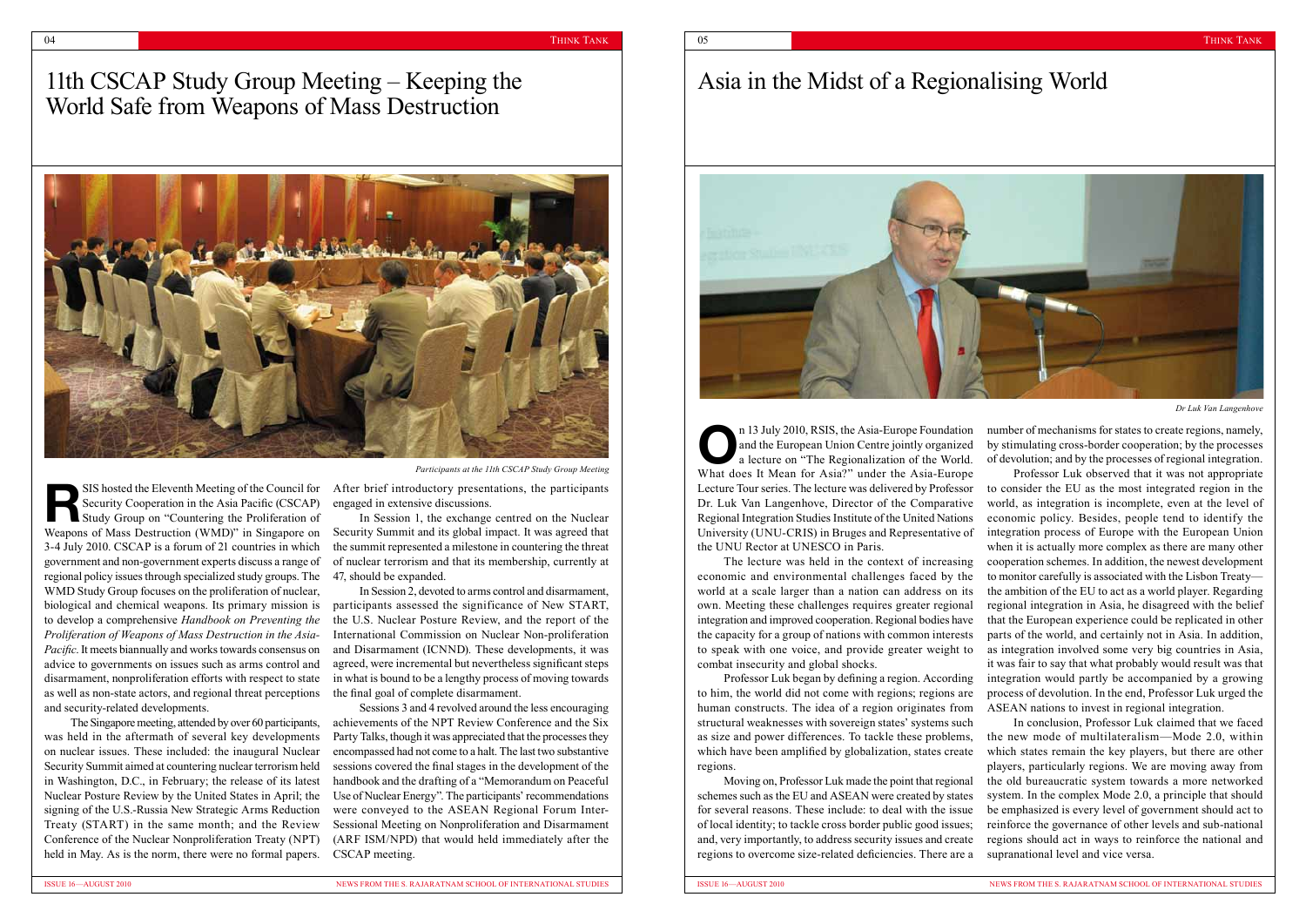# 11th CSCAP Study Group Meeting – Keeping the World Safe from Weapons of Mass Destruction

Participants at the 11th CSCAP Study Group Meeting

RSIS hosted the Eleventh Meeting of the Council for Security Cooperation in the Asia Pacific (CSCAP) Study Group on "Countering the Proliferation of Weapons of Mass Destruction (WMD)" in Singapore on 3-4 July 2010. CSCAP is a forum of 21 countries in which government and non-government experts discuss a range of regional policy issues through specialized study groups. The WMD Study Group focuses on the proliferation of nuclear, biological and chemical weapons. Its primary mission is to develop a comprehensive *Handbook on Preventing the Proliferation of Weapons of Mass Destruction in the Asia-Pacific*. It meets biannually and works towards consensus on advice to governments on issues such as arms control and disarmament, nonproliferation efforts with respect to state as well as non-state actors, and regional threat perceptions and security-related developments.

The Singapore meeting, attended by over 60 participants, was held in the aftermath of several key developments on nuclear issues. These included: the inaugural Nuclear Security Summit aimed at countering nuclear terrorism held in Washington, D.C., in February; the release of its latest Nuclear Posture Review by the United States in April; the signing of the U.S.-Russia New Strategic Arms Reduction Treaty (START) in the same month; and the Review Conference of the Nuclear Nonproliferation Treaty (NPT) held in May. As is the norm, there were no formal papers. After brief introductory presentations, the participants engaged in extensive discussions.

In Session 1, the exchange centred on the Nuclear Security Summit and its global impact. It was agreed that the summit represented a milestone in countering the threat of nuclear terrorism and that its membership, currently at 47, should be expanded.

In Session 2, devoted to arms control and disarmament, participants assessed the significance of New START, the U.S. Nuclear Posture Review, and the report of the International Commission on Nuclear Non-proliferation and Disarmament (ICNND). These developments, it was agreed, were incremental but nevertheless significant steps in what is bound to be a lengthy process of moving towards the final goal of complete disarmament.

Sessions 3 and 4 revolved around the less encouraging achievements of the NPT Review Conference and the Six Party Talks, though it was appreciated that the processes they encompassed had not come to a halt. The last two substantive sessions covered the final stages in the development of the handbook and the drafting of a "Memorandum on Peaceful Use of Nuclear Energy". The participants' recommendations were conveyed to the ASEAN Regional Forum Inter-Sessional Meeting on Nonproliferation and Disarmament (ARF ISM/NPD) that would held immediately after the CSCAP meeting.

# Asia in the Midst of a Regionalising World

Dr Luk Van Langenhove

On 13 July 2010, RSIS, the Asia-Europe Foundation and the European Union Centre jointly organized a lecture on "The Regionalization of the World. What does It Mean for Asia?" under the Asia-Europe Lecture Tour series. The lecture was delivered by Professor Dr. Luk Van Langenhove, Director of the Comparative Regional Integration Studies Institute of the United Nations University (UNU-CRIS) in Bruges and Representative of the UNU Rector at UNESCO in Paris.

The lecture was held in the context of increasing economic and environmental challenges faced by the world at a scale larger than a nation can address on its own. Meeting these challenges requires greater regional integration and improved cooperation. Regional bodies have the capacity for a group of nations with common interests to speak with one voice, and provide greater weight to combat insecurity and global shocks.

Professor Luk began by defining a region. According to him, the world did not come with regions; regions are human constructs. The idea of a region originates from structural weaknesses with sovereign states' systems such as size and power differences. To tackle these problems, which have been amplified by globalization, states create regions.

Moving on, Professor Luk made the point that regional schemes such as the EU and ASEAN were created by states for several reasons. These include: to deal with the issue of local identity; to tackle cross border public good issues; and, very importantly, to address security issues and create regions to overcome size-related deficiencies. There are a number of mechanisms for states to create regions, namely, by stimulating cross-border cooperation; by the processes of devolution; and by the processes of regional integration.

Professor Luk observed that it was not appropriate to consider the EU as the most integrated region in the world, as integration is incomplete, even at the level of economic policy. Besides, people tend to identify the integration process of Europe with the European Union when it is actually more complex as there are many other cooperation schemes. In addition, the newest development to monitor carefully is associated with the Lisbon Treaty—the ambition of the EU to act as a world player. Regarding regional integration in Asia, he disagreed with the belief that the European experience could be replicated in other parts of the world, and certainly not in Asia. In addition, as integration involved some very big countries in Asia, it was fair to say that what probably would result was that integration would partly be accompanied by a growing process of devolution. In the end, Professor Luk urged the ASEAN nations to invest in regional integration.

In conclusion, Professor Luk claimed that we faced the new mode of multilateralism—Mode 2.0, within which states remain the key players, but there are other players, particularly regions. We are moving away from the old bureaucratic system towards a more networked system. In the complex Mode 2.0, a principle that should be emphasized is every level of government should act to reinforce the governance of other levels and sub-national regions should act in ways to reinforce the national and supranational level and vice versa.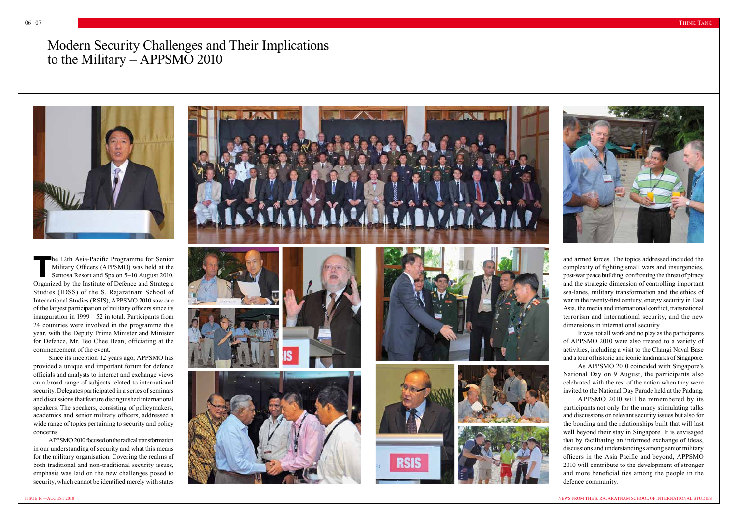# Modern Security Challenges and Their Implications to the Military – APPSMO 2010

The 12th Asia-Pacific Programme for Senior Military Officers (APPSMO) was held at the Sentosa Resort and Spa on 5–10 August 2010. Organized by the Institute of Defence and Strategic Studies (IDSS) of the S. Rajaratnam School of International Studies (RSIS), APPSMO 2010 saw one of the largest participation of military officers since its inauguration in 1999—52 in total. Participants from 24 countries were involved in the programme this year, with the Deputy Prime Minister and Minister for Defence, Mr. Teo Chee Hean, officiating at the commencement of the event.

Since its inception 12 years ago, APPSMO has provided a unique and important forum for defence officials and analysts to interact and exchange views on a broad range of subjects related to international security. Delegates participated in a series of seminars and discussions that feature distinguished international speakers. The speakers, consisting of policymakers, academics and senior military officers, addressed a wide range of topics pertaining to security and policy concerns.

APPSMO 2010 focused on the radical transformation in our understanding of security and what this means for the military organisation. Covering the realms of both traditional and non-traditional security issues, emphasis was laid on the new challenges posed to security, which cannot be identified merely with states and armed forces. The topics addressed included the complexity of fighting small wars and insurgencies, post-war peace building, confronting the threat of piracy and the strategic dimension of controlling important sea-lanes, military transformation and the ethics of war in the twenty-first century, energy security in East Asia, the media and international conflict, transnational terrorism and international security, and the new dimensions in international security.

It was not all work and no play as the participants of APPSMO 2010 were also treated to a variety of activities, including a visit to the Changi Naval Base and a tour of historic and iconic landmarks of Singapore.

As APPSMO 2010 coincided with Singapore's National Day on 9 August, the participants also celebrated with the rest of the nation when they were invited to the National Day Parade held at the Padang.

APPSMO 2010 will be remembered by its participants not only for the many stimulating talks and discussions on relevant security issues but also for the bonding and the relationships built that will last well beyond their stay in Singapore. It is envisaged that by facilitating an informed exchange of ideas, discussions and understandings among senior military officers in the Asia Pacific and beyond, APPSMO 2010 will contribute to the development of stronger and more beneficial ties among the people in the defence community.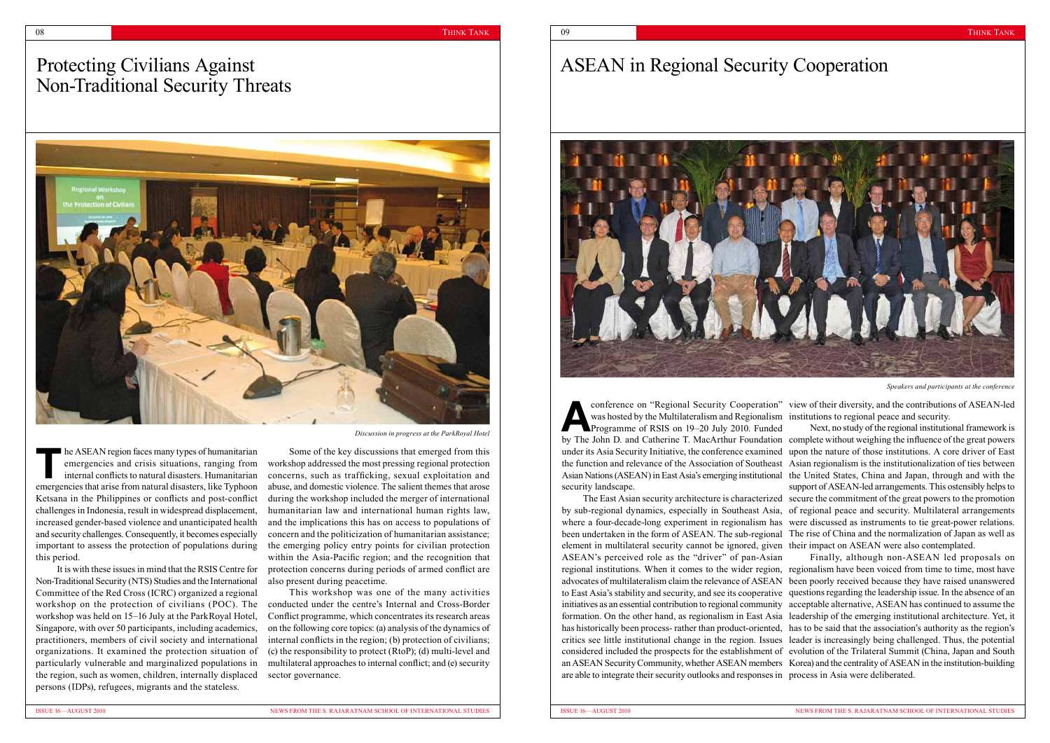# Protecting Civilians Against Non-Traditional Security Threats

*Discussion in progress at the ParkRoyal Hotel*

The ASEAN region faces many types of humanitarian emergencies and crisis situations, ranging from internal conflicts to natural disasters. Humanitarian emergencies that arise from natural disasters, like Typhoon Ketsana in the Philippines or conflicts and post-conflict challenges in Indonesia, result in widespread displacement, increased gender-based violence and unanticipated health and security challenges. Consequently, it becomes especially important to assess the protection of populations during this period.

It is with these issues in mind that the RSIS Centre for Non-Traditional Security (NTS) Studies and the International Committee of the Red Cross (ICRC) organized a regional workshop on the protection of civilians (POC). The workshop was held on 15–16 July at the ParkRoyal Hotel, Singapore, with over 50 participants, including academics, practitioners, members of civil society and international organizations. It examined the protection situation of particularly vulnerable and marginalized populations in the region, such as women, children, internally displaced persons (IDPs), refugees, migrants and the stateless.

Some of the key discussions that emerged from this workshop addressed the most pressing regional protection concerns, such as trafficking, sexual exploitation and abuse, and domestic violence. The salient themes that arose during the workshop included the merger of international humanitarian law and international human rights law, and the implications this has on access to populations of concern and the politicization of humanitarian assistance; the emerging policy entry points for civilian protection within the Asia-Pacific region; and the recognition that protection concerns during periods of armed conflict are also present during peacetime.

This workshop was one of the many activities conducted under the centre's Internal and Cross-Border Conflict programme, which concentrates its research areas on the following core topics: (a) analysis of the dynamics of internal conflicts in the region; (b) protection of civilians; (c) the responsibility to protect (RtoP); (d) multi-level and multilateral approaches to internal conflict; and (e) security sector governance.

# ASEAN in Regional Security Cooperation

*Speakers and participants at the conference*

A conference on "Regional Security Cooperation" was hosted by the Multilateralism and Regionalism Programme of RSIS on 19–20 July 2010. Funded by The John D. and Catherine T. MacArthur Foundation under its Asia Security Initiative, the conference examined the function and relevance of the Association of Southeast Asian Nations (ASEAN) in East Asia's emerging institutional security landscape.

The East Asian security architecture is characterized by sub-regional dynamics, especially in Southeast Asia, where a four-decade-long experiment in regionalism has been undertaken in the form of ASEAN. The sub-regional element in multilateral security cannot be ignored, given ASEAN's perceived role as the "driver" of pan-Asian regional institutions. When it comes to the wider region, advocates of multilateralism claim the relevance of ASEAN to East Asia's stability and security, and see its cooperative initiatives as an essential contribution to regional community formation. On the other hand, as regionalism in East Asia has historically been process- rather than product-oriented, critics see little institutional change in the region. Issues considered included the prospects for the establishment of an ASEAN Security Community, whether ASEAN members are able to integrate their security outlooks and responses in view of their diversity, and the contributions of ASEAN-led institutions to regional peace and security.

Next, no study of the regional institutional framework is complete without weighing the influence of the great powers upon the nature of those institutions. A core driver of East Asian regionalism is the institutionalization of ties between the United States, China and Japan, through and with the support of ASEAN-led arrangements. This ostensibly helps to secure the commitment of the great powers to the promotion of regional peace and security. Multilateral arrangements were discussed as instruments to tie great-power relations. The rise of China and the normalization of Japan as well as their impact on ASEAN were also contemplated.

Finally, although non-ASEAN led proposals on regionalism have been voiced from time to time, most have been poorly received because they have raised unanswered questions regarding the leadership issue. In the absence of an acceptable alternative, ASEAN has continued to assume the leadership of the emerging institutional architecture. Yet, it has to be said that the association's authority as the region's leader is increasingly being challenged. Thus, the potential evolution of the Trilateral Summit (China, Japan and South Korea) and the centrality of ASEAN in the institution-building process in Asia were deliberated.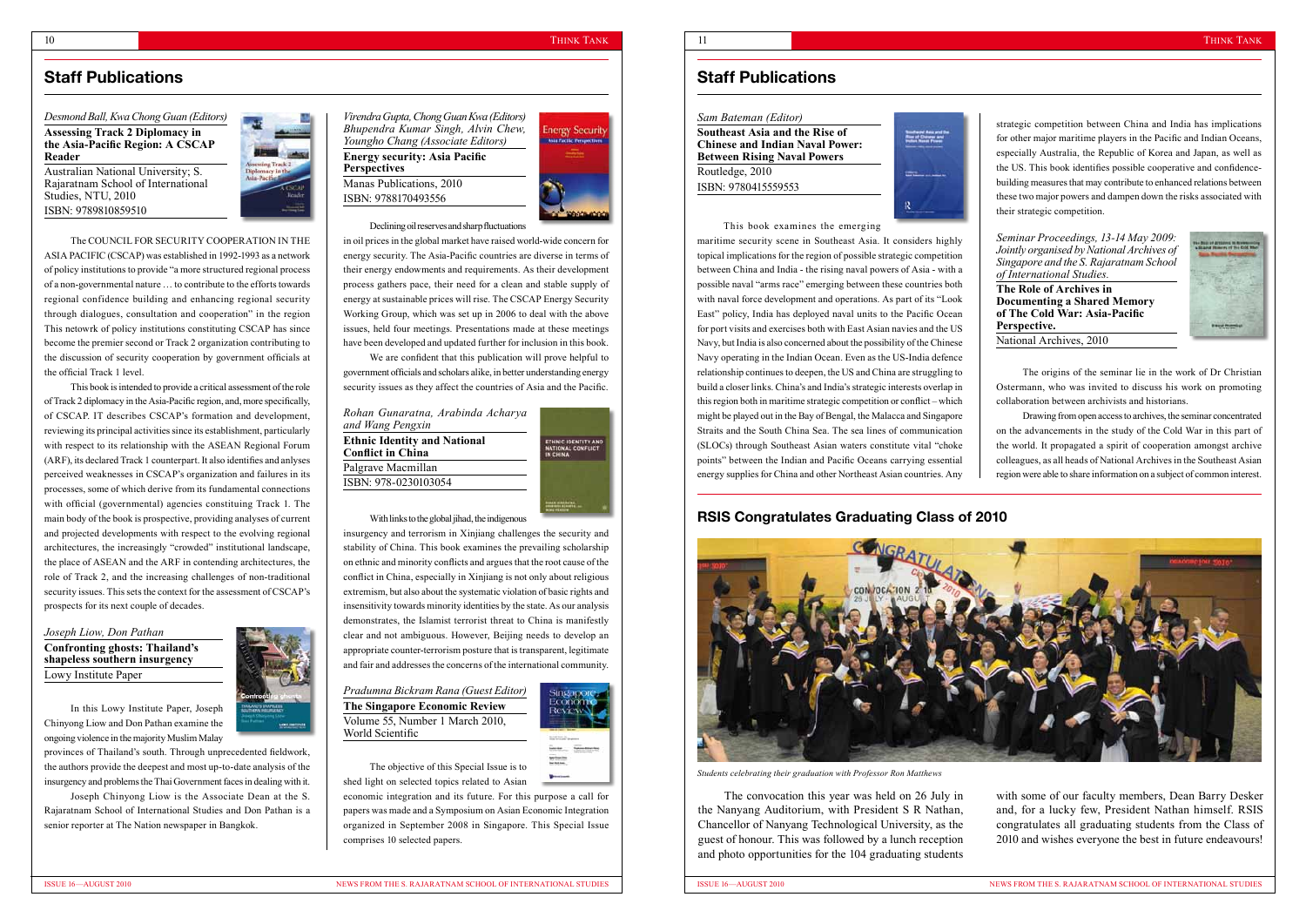## Staff Publications

*Desmond Ball, Kwa Chong Guan (Editors)*

**Assessing Track 2 Diplomacy in the Asia-Pacific Region: A CSCAP Reader**

Australian National University; S. Rajaratnam School of International Studies, NTU, 2010

ISBN: 9789810859510

The COUNCIL FOR SECURITY COOPERATION IN THE ASIA PACIFIC (CSCAP) was established in 1992-1993 as a network of policy institutions to provide "a more structured regional process of a non-governmental nature … to contribute to the efforts towards regional confidence building and enhancing regional security through dialogues, consultation and cooperation" in the region This netowrk of policy institutions constituting CSCAP has since become the premier second or Track 2 organization contributing to the discussion of security cooperation by government officials at the official Track 1 level.

This book is intended to provide a critical assessment of the role of Track 2 diplomacy in the Asia-Pacific region, and, more specifically, of CSCAP. IT describes CSCAP's formation and development, reviewing its principal activities since its establishment, particularly with respect to its relationship with the ASEAN Regional Forum (ARF), its declared Track 1 counterpart. It also identifies and anlyses perceived weaknesses in CSCAP's organization and failures in its processes, some of which derive from its fundamental connections with official (governmental) agencies constituing Track 1. The main body of the book is prospective, providing analyses of current and projected developments with respect to the evolving regional architectures, the increasingly "crowded" institutional landscape, the place of ASEAN and the ARF in contending architectures, the role of Track 2, and the increasing challenges of non-traditional security issues. This sets the context for the assessment of CSCAP's prospects for its next couple of decades.

*Joseph Liow, Don Pathan*

**Confronting ghosts: Thailand's shapeless southern insurgency**

Lowy Institute Paper

In this Lowy Institute Paper, Joseph Chinyong Liow and Don Pathan examine the ongoing violence in the majority Muslim Malay provinces of Thailand's south. Through unprecedented fieldwork, the authors provide the deepest and most up-to-date analysis of the insurgency and problems the Thai Government faces in dealing with it.

Joseph Chinyong Liow is the Associate Dean at the S. Rajaratnam School of International Studies and Don Pathan is a senior reporter at The Nation newspaper in Bangkok.

*Virendra Gupta, Chong Guan Kwa (Editors)*
*Bhupendra Kumar Singh, Alvin Chew, Youngho Chang (Associate Editors)*

**Energy security: Asia Pacific Perspectives**

Manas Publications, 2010

ISBN: 9788170493556

Declining oil reserves and sharp fluctuations in oil prices in the global market have raised world-wide concern for energy security. The Asia-Pacific countries are diverse in terms of their energy endowments and requirements. As their development process gathers pace, their need for a clean and stable supply of energy at sustainable prices will rise. The CSCAP Energy Security Working Group, which was set up in 2006 to deal with the above issues, held four meetings. Presentations made at these meetings have been developed and updated further for inclusion in this book.

We are confident that this publication will prove helpful to government officials and scholars alike, in better understanding energy security issues as they affect the countries of Asia and the Pacific.

*Rohan Gunaratna, Arabinda Acharya and Wang Pengxin*

**Ethnic Identity and National Conflict in China**

Palgrave Macmillan

ISBN: 978-0230103054

With links to the global jihad, the indigenous insurgency and terrorism in Xinjiang challenges the security and stability of China. This book examines the prevailing scholarship on ethnic and minority conflicts and argues that the root cause of the conflict in China, especially in Xinjiang is not only about religious extremism, but also about the systematic violation of basic rights and insensitivity towards minority identities by the state. As our analysis demonstrates, the Islamist terrorist threat to China is manifestly clear and not ambiguous. However, Beijing needs to develop an appropriate counter-terrorism posture that is transparent, legitimate and fair and addresses the concerns of the international community.

*Pradumna Bickram Rana (Guest Editor)*

**The Singapore Economic Review**

Volume 55, Number 1 March 2010, World Scientific

The objective of this Special Issue is to shed light on selected topics related to Asian economic integration and its future. For this purpose a call for papers was made and a Symposium on Asian Economic Integration organized in September 2008 in Singapore. This Special Issue comprises 10 selected papers.

## Staff Publications

*Sam Bateman (Editor)*

**Southeast Asia and the Rise of Chinese and Indian Naval Power: Between Rising Naval Powers**

Routledge, 2010

ISBN: 9780415559553

This book examines the emerging maritime security scene in Southeast Asia. It considers highly topical implications for the region of possible strategic competition between China and India - the rising naval powers of Asia - with a possible naval "arms race" emerging between these countries both with naval force development and operations. As part of its "Look East" policy, India has deployed naval units to the Pacific Ocean for port visits and exercises both with East Asian navies and the US Navy, but India is also concerned about the possibility of the Chinese Navy operating in the Indian Ocean. Even as the US-India defence relationship continues to deepen, the US and China are struggling to build a closer links. China's and India's strategic interests overlap in this region both in maritime strategic competition or conflict – which might be played out in the Bay of Bengal, the Malacca and Singapore Straits and the South China Sea. The sea lines of communication (SLOCs) through Southeast Asian waters constitute vital "choke points" between the Indian and Pacific Oceans carrying essential energy supplies for China and other Northeast Asian countries. Any strategic competition between China and India has implications for other major maritime players in the Pacific and Indian Oceans, especially Australia, the Republic of Korea and Japan, as well as the US. This book identifies possible cooperative and confidence-building measures that may contribute to enhanced relations between these two major powers and dampen down the risks associated with their strategic competition.

*Seminar Proceedings, 13-14 May 2009: Jointly organised by National Archives of Singapore and the S. Rajaratnam School of International Studies.*

**The Role of Archives in Documenting a Shared Memory of The Cold War: Asia-Pacific Perspective.**

National Archives, 2010

The origins of the seminar lie in the work of Dr Christian Ostermann, who was invited to discuss his work on promoting collaboration between archivists and historians.

Drawing from open access to archives, the seminar concentrated on the advancements in the study of the Cold War in this part of the world. It propagated a spirit of cooperation amongst archive colleagues, as all heads of National Archives in the Southeast Asian region were able to share information on a subject of common interest.

## RSIS Congratulates Graduating Class of 2010

*Students celebrating their graduation with Professor Ron Matthews*

The convocation this year was held on 26 July in the Nanyang Auditorium, with President S R Nathan, Chancellor of Nanyang Technological University, as the guest of honour. This was followed by a lunch reception and photo opportunities for the 104 graduating students with some of our faculty members, Dean Barry Desker and, for a lucky few, President Nathan himself. RSIS congratulates all graduating students from the Class of 2010 and wishes everyone the best in future endeavours!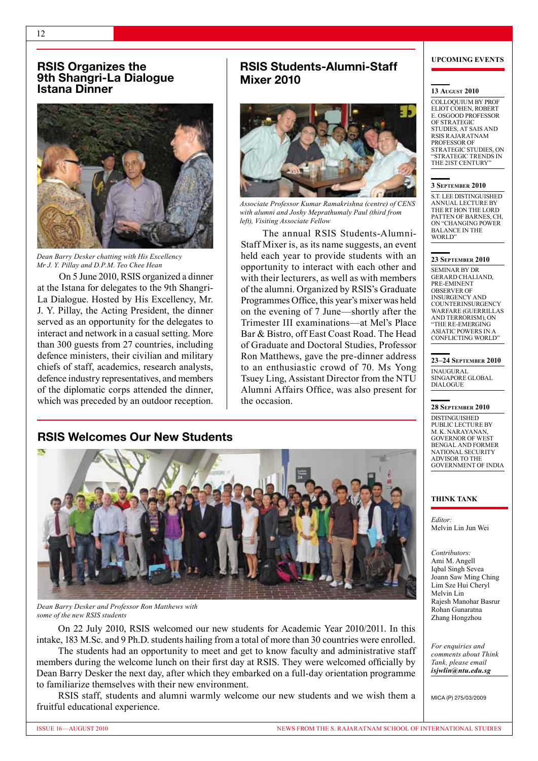## RSIS Organizes the 9th Shangri-La Dialogue Istana Dinner

*Dean Barry Desker chatting with His Excellency Mr J. Y. Pillay and D.P.M. Teo Chee Hean*

On 5 June 2010, RSIS organized a dinner at the Istana for delegates to the 9th Shangri-La Dialogue. Hosted by His Excellency, Mr. J. Y. Pillay, the Acting President, the dinner served as an opportunity for the delegates to interact and network in a casual setting. More than 300 guests from 27 countries, including defence ministers, their civilian and military chiefs of staff, academics, research analysts, defence industry representatives, and members of the diplomatic corps attended the dinner, which was preceded by an outdoor reception.

## RSIS Students-Alumni-Staff Mixer 2010

*Associate Professor Kumar Ramakrishna (centre) of CENS with alumni and Joshy Meprathumaly Paul (third from left), Visiting Associate Fellow*

The annual RSIS Students-Alumni-Staff Mixer is, as its name suggests, an event held each year to provide students with an opportunity to interact with each other and with their lecturers, as well as with members of the alumni. Organized by RSIS's Graduate Programmes Office, this year's mixer was held on the evening of 7 June—shortly after the Trimester III examinations—at Mel's Place Bar & Bistro, off East Coast Road. The Head of Graduate and Doctoral Studies, Professor Ron Matthews, gave the pre-dinner address to an enthusiastic crowd of 70. Ms Yong Tsuey Ling, Assistant Director from the NTU Alumni Affairs Office, was also present for the occasion.

## RSIS Welcomes Our New Students

*Dean Barry Desker and Professor Ron Matthews with some of the new RSIS students*

On 22 July 2010, RSIS welcomed our new students for Academic Year 2010/2011. In this intake, 183 M.Sc. and 9 Ph.D. students hailing from a total of more than 30 countries were enrolled.

The students had an opportunity to meet and get to know faculty and administrative staff members during the welcome lunch on their first day at RSIS. They were welcomed officially by Dean Barry Desker the next day, after which they embarked on a full-day orientation programme to familiarize themselves with their new environment.

RSIS staff, students and alumni warmly welcome our new students and we wish them a fruitful educational experience.

### UPCOMING EVENTS

**13 August 2010**
COLLOQUIUM BY PROF ELIOT COHEN, ROBERT E. OSGOOD PROFESSOR OF STRATEGIC STUDIES, AT SAIS AND RSIS RAJARATNAM PROFESSOR OF STRATEGIC STUDIES, ON "STRATEGIC TRENDS IN THE 21ST CENTURY"

**3 September 2010**
S.T. LEE DISTINGUISHED ANNUAL LECTURE BY THE RT HON THE LORD PATTEN OF BARNES, CH, ON "CHANGING POWER BALANCE IN THE WORLD"

**23 September 2010**
SEMINAR BY DR GERARD CHALIAND, PRE-EMINENT OBSERVER OF INSURGENCY AND COUNTERINSURGENCY WARFARE (GUERRILLAS AND TERRORISM), ON "THE RE-EMERGING ASIATIC POWERS IN A CONFLICTING WORLD"

**23–24 September 2010**
INAUGURAL SINGAPORE GLOBAL DIALOGUE

**28 September 2010**
DISTINGUISHED PUBLIC LECTURE BY M. K. NARAYANAN, GOVERNOR OF WEST BENGAL AND FORMER NATIONAL SECURITY ADVISOR TO THE GOVERNMENT OF INDIA

### THINK TANK

*Editor:*
Melvin Lin Jun Wei

*Contributors:*
Ami M. Angell
Iqbal Singh Sevea
Joann Saw Ming Ching
Lim Sze Hui Cheryl
Melvin Lin
Rajesh Manohar Basrur
Rohan Gunaratna
Zhang Hongzhou

*For enquiries and comments about Think Tank, please email* ***isjwlin@ntu.edu.sg***

MICA (P) 275/03/2009